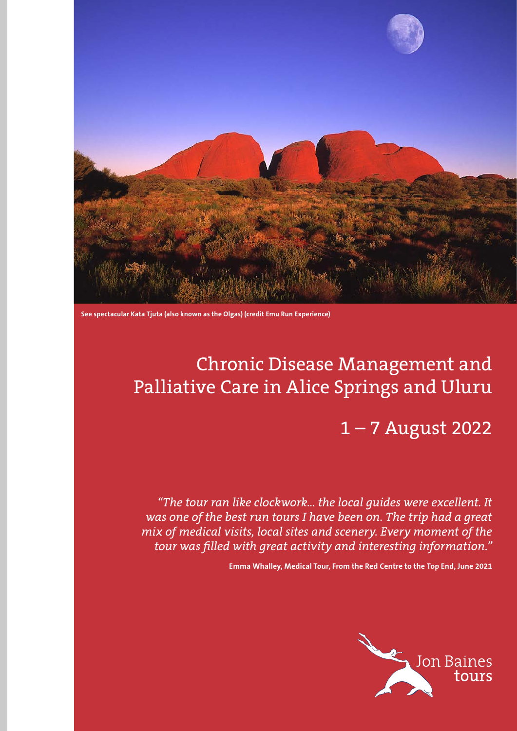See spectacular Kata Tjuta (also known as the Olgas) (credit Emu Run Experience)

# Chronic Disease Management and Palliative Care in Alice Springs and Uluru

## 1 – 7 August 2022

*"The tour ran like clockwork… the local guides were excellent. It was one of the best run tours I have been on. The trip had a great mix of medical visits, local sites and scenery. Every moment of the tour was filled with great activity and interesting information."*

**Emma Whalley, Medical Tour, From the Red Centre to the Top End, June 2021**

Jon Baines tours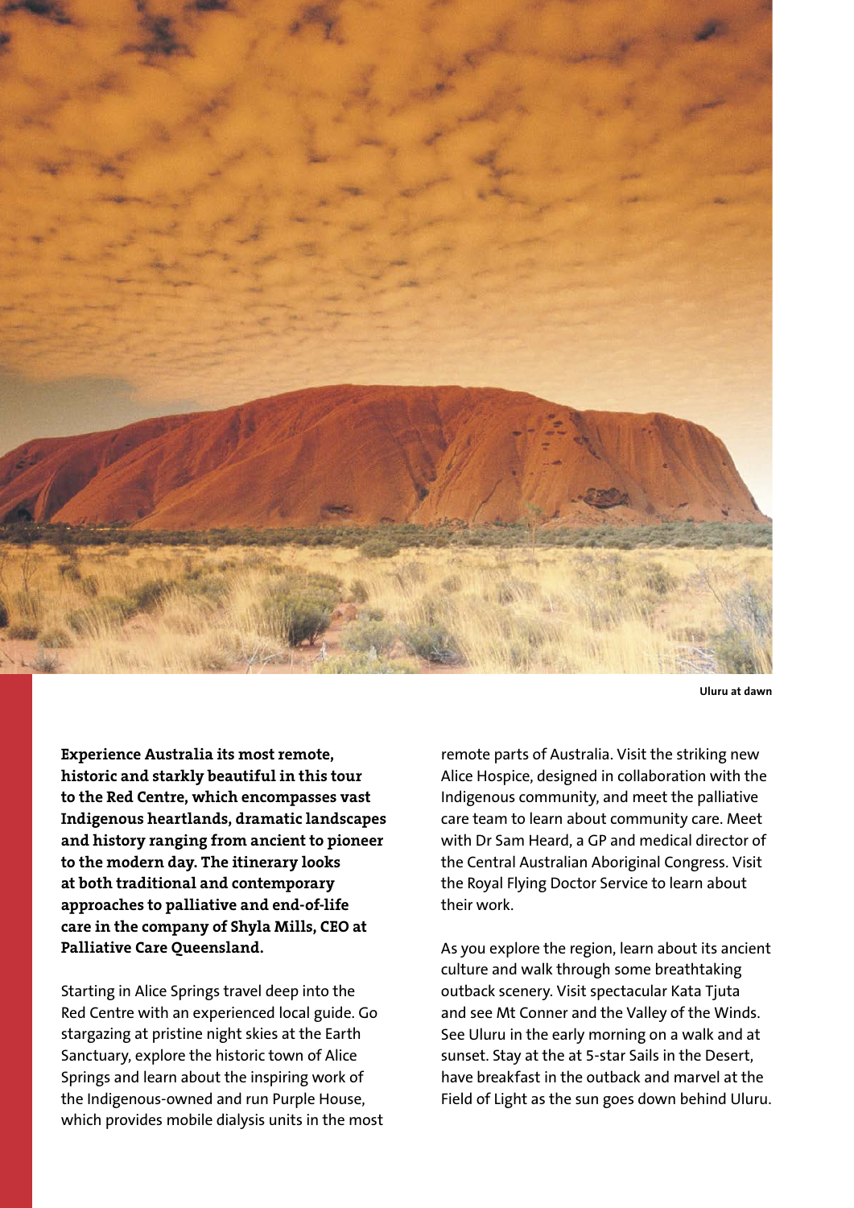Uluru at dawn

**Experience Australia its most remote, historic and starkly beautiful in this tour to the Red Centre, which encompasses vast Indigenous heartlands, dramatic landscapes and history ranging from ancient to pioneer to the modern day. The itinerary looks at both traditional and contemporary approaches to palliative and end-of-life care in the company of Shyla Mills, CEO at Palliative Care Queensland.**

Starting in Alice Springs travel deep into the Red Centre with an experienced local guide. Go stargazing at pristine night skies at the Earth Sanctuary, explore the historic town of Alice Springs and learn about the inspiring work of the Indigenous-owned and run Purple House, which provides mobile dialysis units in the most remote parts of Australia. Visit the striking new Alice Hospice, designed in collaboration with the Indigenous community, and meet the palliative care team to learn about community care. Meet with Dr Sam Heard, a GP and medical director of the Central Australian Aboriginal Congress. Visit the Royal Flying Doctor Service to learn about their work.

As you explore the region, learn about its ancient culture and walk through some breathtaking outback scenery. Visit spectacular Kata Tjuta and see Mt Conner and the Valley of the Winds. See Uluru in the early morning on a walk and at sunset. Stay at the at 5-star Sails in the Desert, have breakfast in the outback and marvel at the Field of Light as the sun goes down behind Uluru.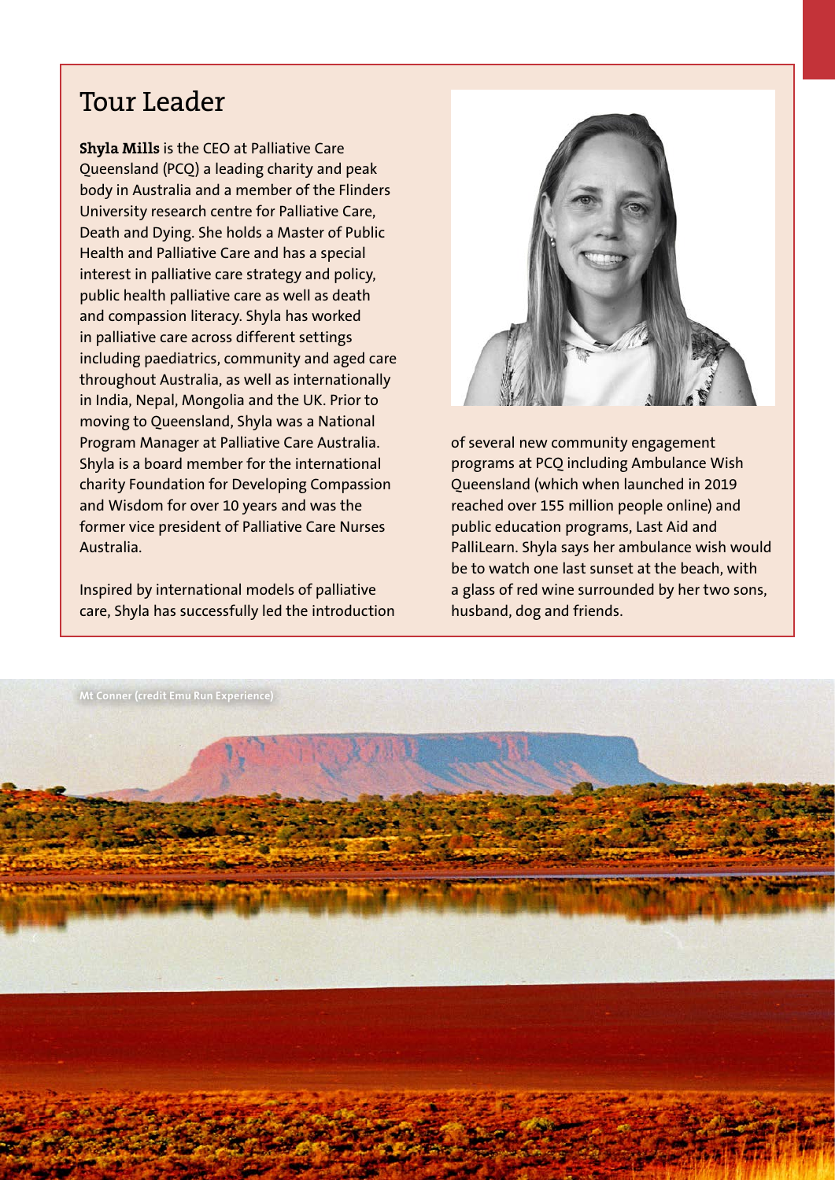## Tour Leader

**Shyla Mills** is the CEO at Palliative Care Queensland (PCQ) a leading charity and peak body in Australia and a member of the Flinders University research centre for Palliative Care, Death and Dying. She holds a Master of Public Health and Palliative Care and has a special interest in palliative care strategy and policy, public health palliative care as well as death and compassion literacy. Shyla has worked in palliative care across different settings including paediatrics, community and aged care throughout Australia, as well as internationally in India, Nepal, Mongolia and the UK. Prior to moving to Queensland, Shyla was a National Program Manager at Palliative Care Australia. Shyla is a board member for the international charity Foundation for Developing Compassion and Wisdom for over 10 years and was the former vice president of Palliative Care Nurses Australia.

Inspired by international models of palliative care, Shyla has successfully led the introduction of several new community engagement programs at PCQ including Ambulance Wish Queensland (which when launched in 2019 reached over 155 million people online) and public education programs, Last Aid and PalliLearn. Shyla says her ambulance wish would be to watch one last sunset at the beach, with a glass of red wine surrounded by her two sons, husband, dog and friends.

Mt Conner (credit Emu Run Experience)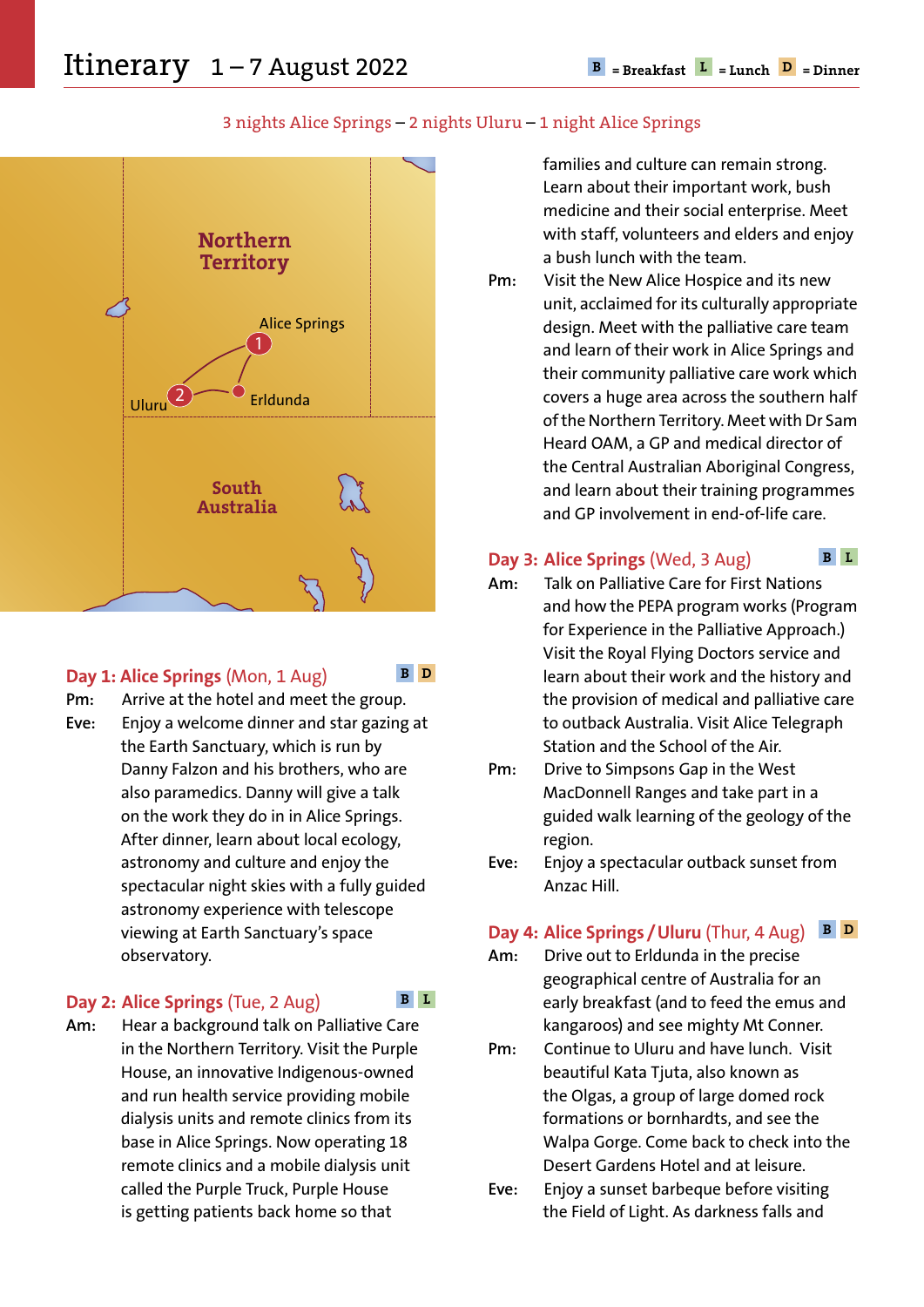# Itinerary 1 – 7 August 2022

B = Breakfast L = Lunch D = Dinner

3 nights Alice Springs – 2 nights Uluru – 1 night Alice Springs

Northern Territory

Alice Springs 1

Uluru 2

Erldunda

South Australia

### Day 1: Alice Springs (Mon, 1 Aug) B D

Pm: Arrive at the hotel and meet the group.

Eve: Enjoy a welcome dinner and star gazing at the Earth Sanctuary, which is run by Danny Falzon and his brothers, who are also paramedics. Danny will give a talk on the work they do in in Alice Springs. After dinner, learn about local ecology, astronomy and culture and enjoy the spectacular night skies with a fully guided astronomy experience with telescope viewing at Earth Sanctuary's space observatory.

### Day 2: Alice Springs (Tue, 2 Aug) B L

Am: Hear a background talk on Palliative Care in the Northern Territory. Visit the Purple House, an innovative Indigenous-owned and run health service providing mobile dialysis units and remote clinics from its base in Alice Springs. Now operating 18 remote clinics and a mobile dialysis unit called the Purple Truck, Purple House is getting patients back home so that families and culture can remain strong. Learn about their important work, bush medicine and their social enterprise. Meet with staff, volunteers and elders and enjoy a bush lunch with the team.

Pm: Visit the New Alice Hospice and its new unit, acclaimed for its culturally appropriate design. Meet with the palliative care team and learn of their work in Alice Springs and their community palliative care work which covers a huge area across the southern half of the Northern Territory. Meet with Dr Sam Heard OAM, a GP and medical director of the Central Australian Aboriginal Congress, and learn about their training programmes and GP involvement in end-of-life care.

### Day 3: Alice Springs (Wed, 3 Aug) B L

Am: Talk on Palliative Care for First Nations and how the PEPA program works (Program for Experience in the Palliative Approach.) Visit the Royal Flying Doctors service and learn about their work and the history and the provision of medical and palliative care to outback Australia. Visit Alice Telegraph Station and the School of the Air.

Pm: Drive to Simpsons Gap in the West MacDonnell Ranges and take part in a guided walk learning of the geology of the region.

Eve: Enjoy a spectacular outback sunset from Anzac Hill.

### Day 4: Alice Springs / Uluru (Thur, 4 Aug) B D

Am: Drive out to Erldunda in the precise geographical centre of Australia for an early breakfast (and to feed the emus and kangaroos) and see mighty Mt Conner.

Pm: Continue to Uluru and have lunch. Visit beautiful Kata Tjuta, also known as the Olgas, a group of large domed rock formations or bornhardts, and see the Walpa Gorge. Come back to check into the Desert Gardens Hotel and at leisure.

Eve: Enjoy a sunset barbeque before visiting the Field of Light. As darkness falls and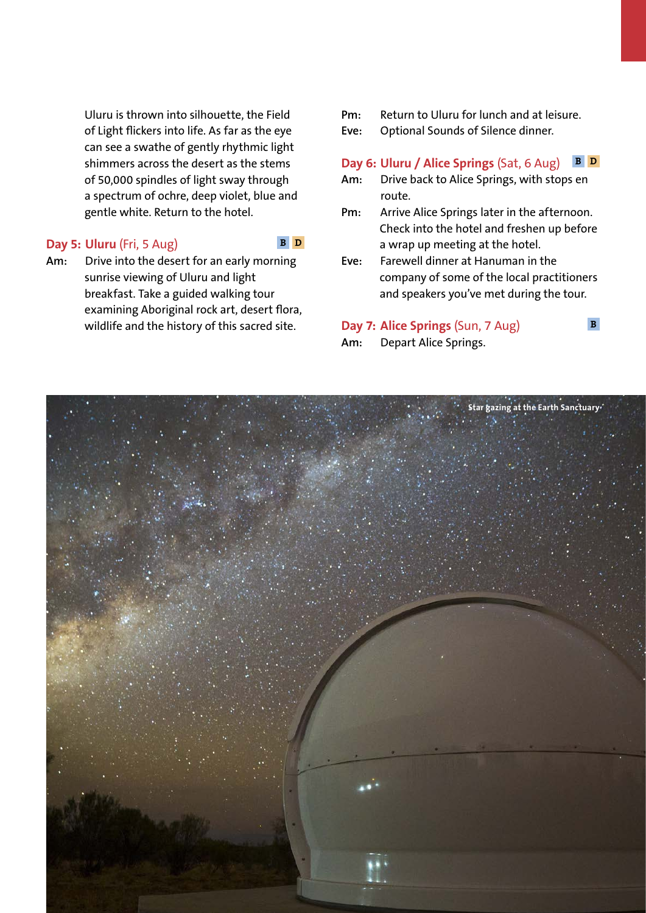Uluru is thrown into silhouette, the Field of Light flickers into life. As far as the eye can see a swathe of gently rhythmic light shimmers across the desert as the stems of 50,000 spindles of light sway through a spectrum of ochre, deep violet, blue and gentle white. Return to the hotel.

### Day 5: Uluru (Fri, 5 Aug) B D

**Am:** Drive into the desert for an early morning sunrise viewing of Uluru and light breakfast. Take a guided walking tour examining Aboriginal rock art, desert flora, wildlife and the history of this sacred site.

**Pm:** Return to Uluru for lunch and at leisure.

**Eve:** Optional Sounds of Silence dinner.

### Day 6: Uluru / Alice Springs (Sat, 6 Aug) B D

**Am:** Drive back to Alice Springs, with stops en route.

**Pm:** Arrive Alice Springs later in the afternoon. Check into the hotel and freshen up before a wrap up meeting at the hotel.

**Eve:** Farewell dinner at Hanuman in the company of some of the local practitioners and speakers you've met during the tour.

### Day 7: Alice Springs (Sun, 7 Aug) B

**Am:** Depart Alice Springs.

Star gazing at the Earth Sanctuary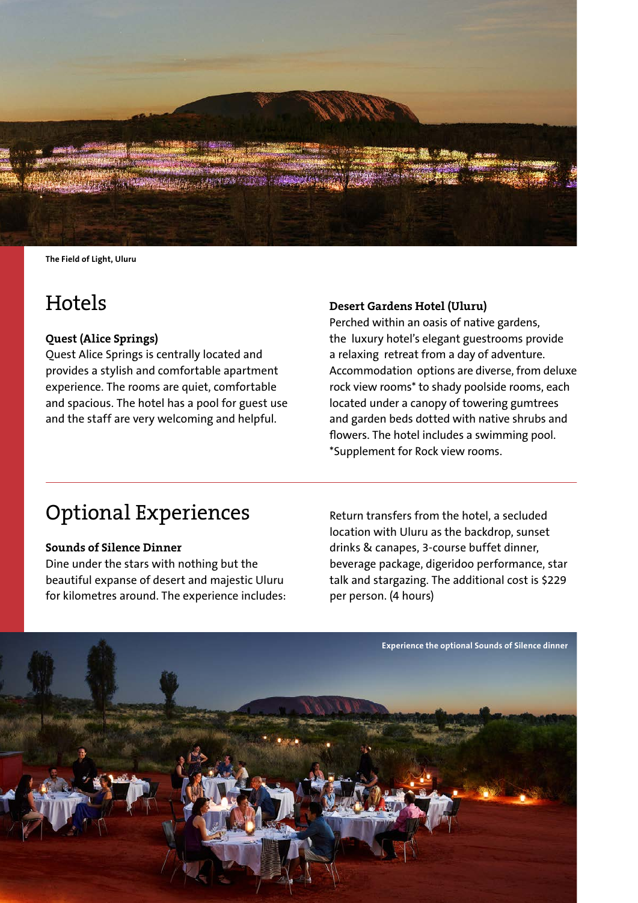The Field of Light, Uluru

# Hotels

**Quest (Alice Springs)**
Quest Alice Springs is centrally located and provides a stylish and comfortable apartment experience. The rooms are quiet, comfortable and spacious. The hotel has a pool for guest use and the staff are very welcoming and helpful.

**Desert Gardens Hotel (Uluru)**
Perched within an oasis of native gardens, the luxury hotel's elegant guestrooms provide a relaxing retreat from a day of adventure. Accommodation options are diverse, from deluxe rock view rooms* to shady poolside rooms, each located under a canopy of towering gumtrees and garden beds dotted with native shrubs and flowers. The hotel includes a swimming pool. *Supplement for Rock view rooms.

---

# Optional Experiences

**Sounds of Silence Dinner**
Dine under the stars with nothing but the beautiful expanse of desert and majestic Uluru for kilometres around. The experience includes: Return transfers from the hotel, a secluded location with Uluru as the backdrop, sunset drinks & canapes, 3-course buffet dinner, beverage package, digeridoo performance, star talk and stargazing. The additional cost is $229 per person. (4 hours)

Experience the optional Sounds of Silence dinner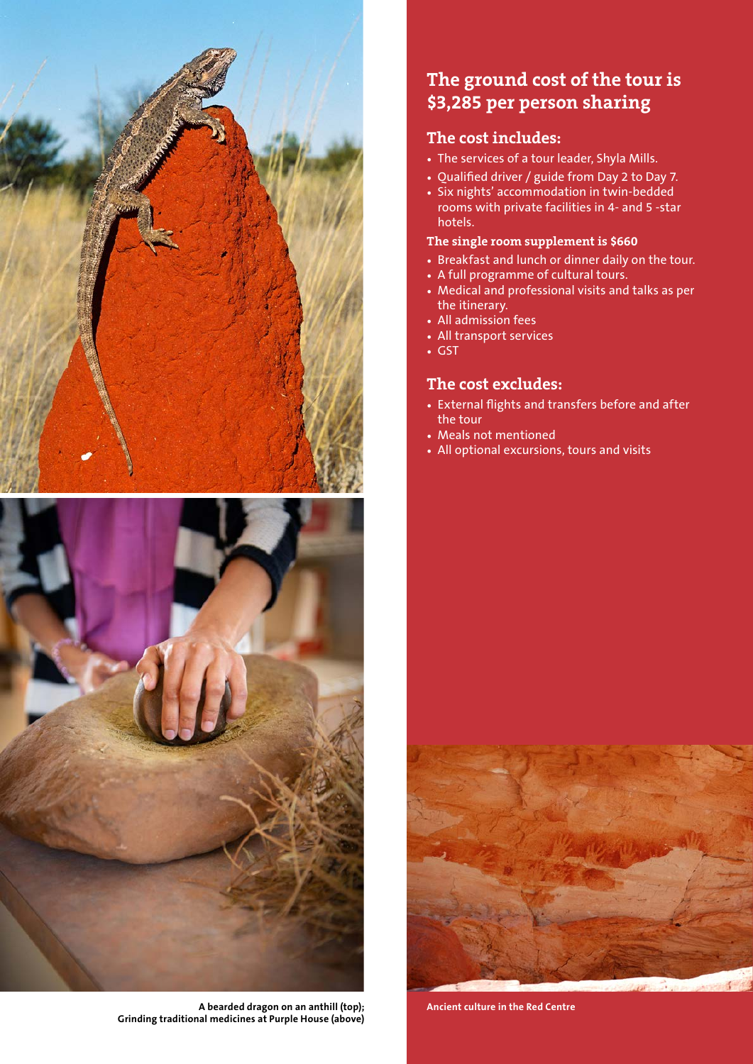## The ground cost of the tour is $3,285 per person sharing

### The cost includes:

- The services of a tour leader, Shyla Mills.
- Qualified driver / guide from Day 2 to Day 7.
- Six nights' accommodation in twin-bedded rooms with private facilities in 4- and 5 -star hotels.

**The single room supplement is $660**

- Breakfast and lunch or dinner daily on the tour.
- A full programme of cultural tours.
- Medical and professional visits and talks as per the itinerary.
- All admission fees
- All transport services
- GST

### The cost excludes:

- External flights and transfers before and after the tour
- Meals not mentioned
- All optional excursions, tours and visits

**A bearded dragon on an anthill (top); Grinding traditional medicines at Purple House (above)**

**Ancient culture in the Red Centre**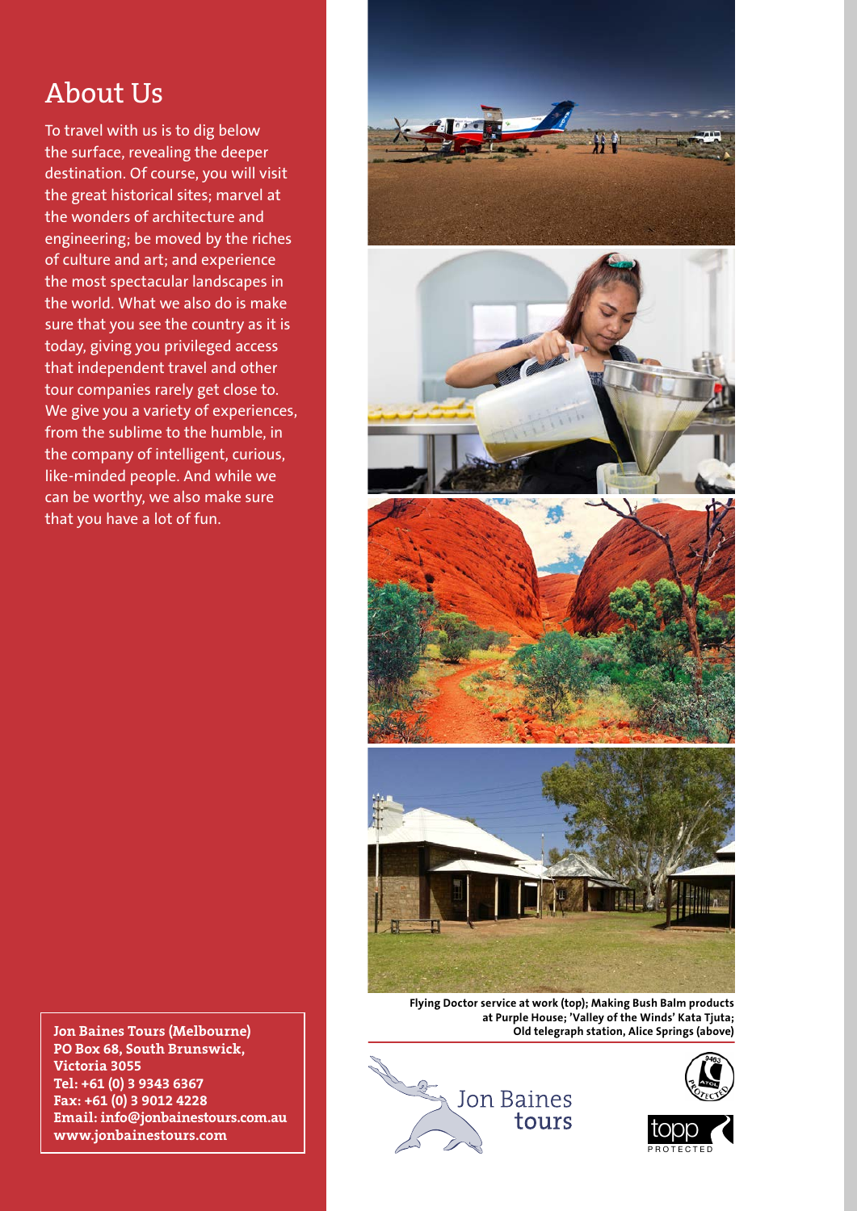# About Us

To travel with us is to dig below the surface, revealing the deeper destination. Of course, you will visit the great historical sites; marvel at the wonders of architecture and engineering; be moved by the riches of culture and art; and experience the most spectacular landscapes in the world. What we also do is make sure that you see the country as it is today, giving you privileged access that independent travel and other tour companies rarely get close to. We give you a variety of experiences, from the sublime to the humble, in the company of intelligent, curious, like-minded people. And while we can be worthy, we also make sure that you have a lot of fun.

**Jon Baines Tours (Melbourne)**
**PO Box 68, South Brunswick, Victoria 3055**
**Tel: +61 (0) 3 9343 6367**
**Fax: +61 (0) 3 9012 4228**
**Email: info@jonbainestours.com.au**
**www.jonbainestours.com**

**Flying Doctor service at work (top); Making Bush Balm products at Purple House; 'Valley of the Winds' Kata Tjuta; Old telegraph station, Alice Springs (above)**

Jon Baines tours

topp PROTECTED